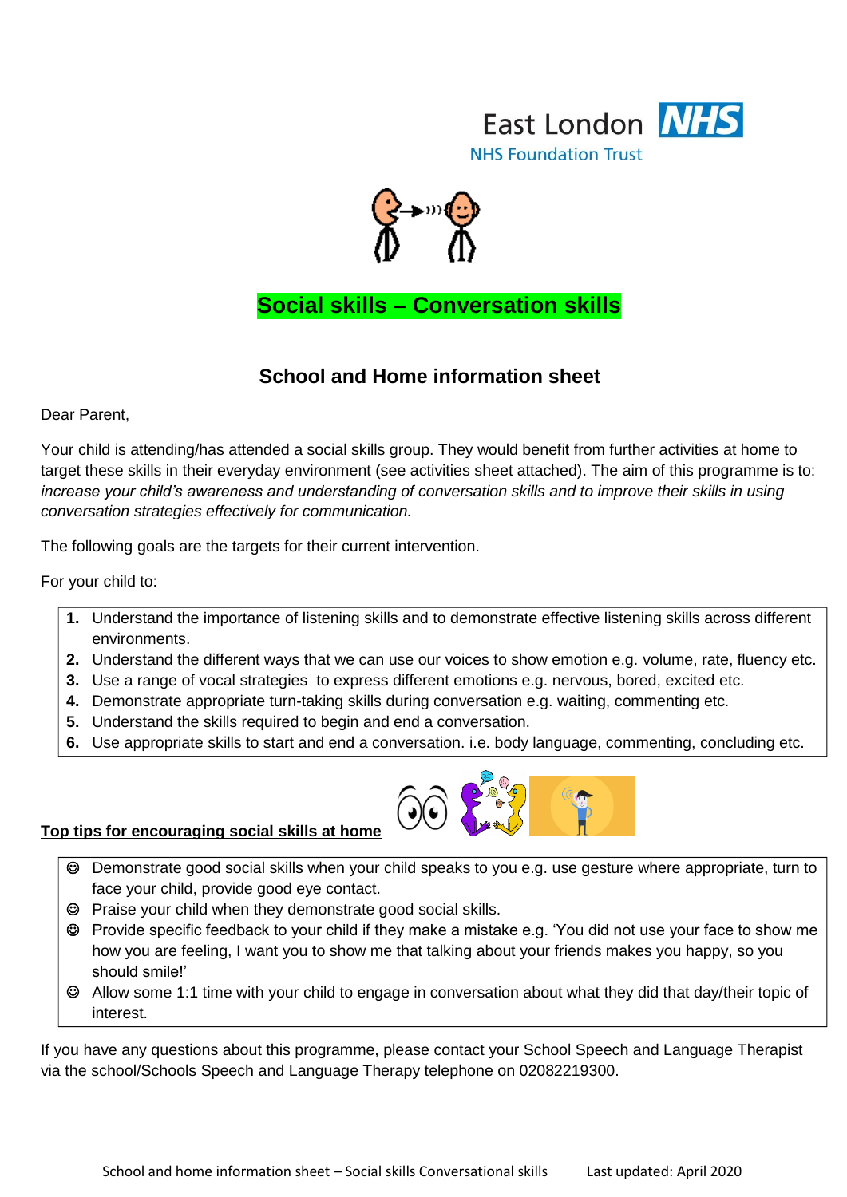East London NHS

NHS Foundation Trust

# Social skills – Conversation skills

## School and Home information sheet

Dear Parent,

Your child is attending/has attended a social skills group. They would benefit from further activities at home to target these skills in their everyday environment (see activities sheet attached). The aim of this programme is to: *increase your child's awareness and understanding of conversation skills and to improve their skills in using conversation strategies effectively for communication.*

The following goals are the targets for their current intervention.

For your child to:

1. Understand the importance of listening skills and to demonstrate effective listening skills across different environments.
2. Understand the different ways that we can use our voices to show emotion e.g. volume, rate, fluency etc.
3. Use a range of vocal strategies to express different emotions e.g. nervous, bored, excited etc.
4. Demonstrate appropriate turn-taking skills during conversation e.g. waiting, commenting etc.
5. Understand the skills required to begin and end a conversation.
6. Use appropriate skills to start and end a conversation. i.e. body language, commenting, concluding etc.

**Top tips for encouraging social skills at home**

- ☺ Demonstrate good social skills when your child speaks to you e.g. use gesture where appropriate, turn to face your child, provide good eye contact.
- ☺ Praise your child when they demonstrate good social skills.
- ☺ Provide specific feedback to your child if they make a mistake e.g. 'You did not use your face to show me how you are feeling, I want you to show me that talking about your friends makes you happy, so you should smile!'
- ☺ Allow some 1:1 time with your child to engage in conversation about what they did that day/their topic of interest.

If you have any questions about this programme, please contact your School Speech and Language Therapist via the school/Schools Speech and Language Therapy telephone on 02082219300.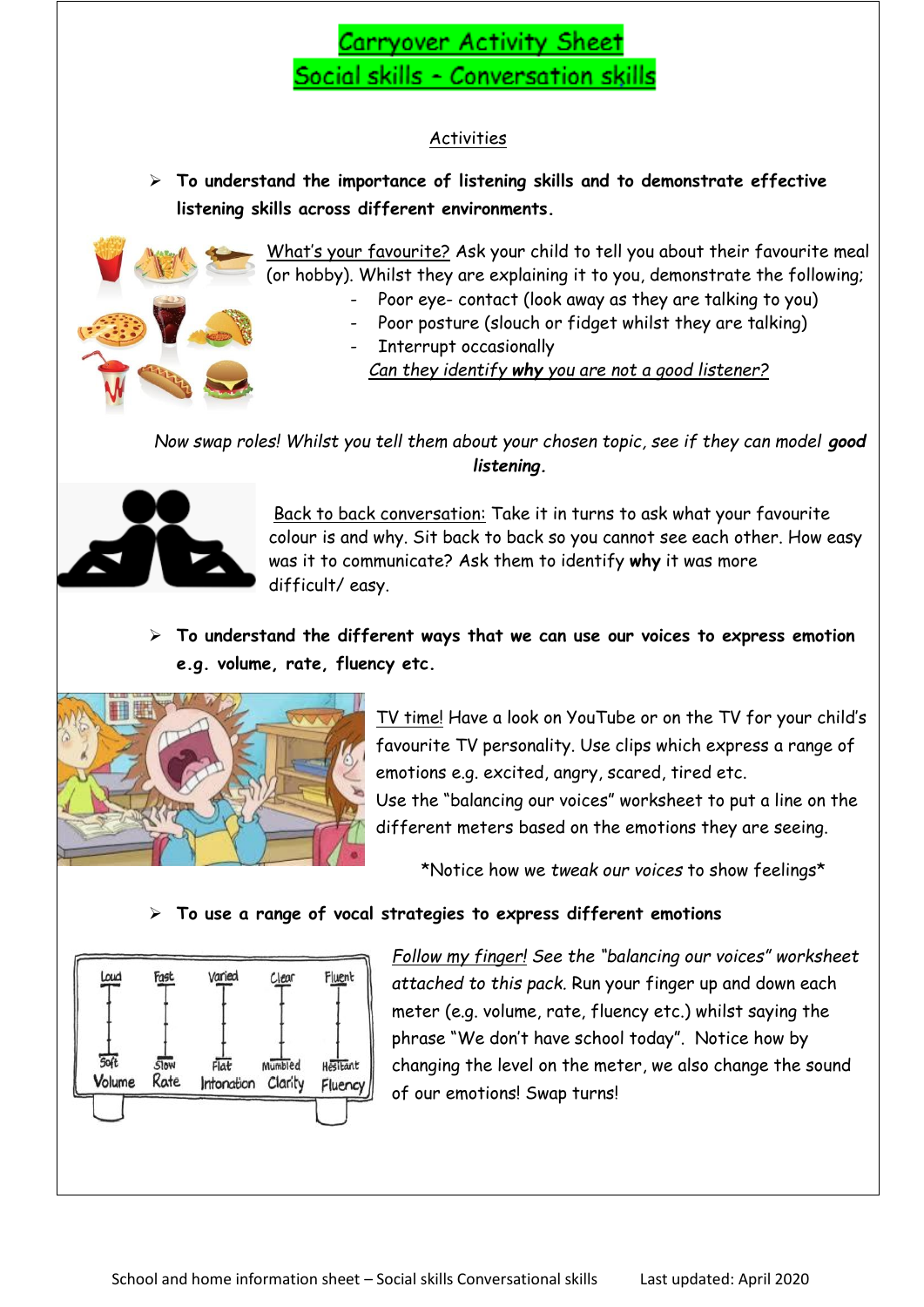# Carryover Activity Sheet
## Social skills - Conversation skills

Activities

- **To understand the importance of listening skills and to demonstrate effective listening skills across different environments.**

What's your favourite? Ask your child to tell you about their favourite meal (or hobby). Whilst they are explaining it to you, demonstrate the following;

- Poor eye- contact (look away as they are talking to you)
- Poor posture (slouch or fidget whilst they are talking)
- Interrupt occasionally

*Can they identify **why** you are not a good listener?*

*Now swap roles! Whilst you tell them about your chosen topic, see if they can model **good listening**.*

Back to back conversation: Take it in turns to ask what your favourite colour is and why. Sit back to back so you cannot see each other. How easy was it to communicate? Ask them to identify **why** it was more difficult/ easy.

- **To understand the different ways that we can use our voices to express emotion e.g. volume, rate, fluency etc.**

TV time! Have a look on YouTube or on the TV for your child's favourite TV personality. Use clips which express a range of emotions e.g. excited, angry, scared, tired etc.
Use the "balancing our voices" worksheet to put a line on the different meters based on the emotions they are seeing.

*Notice how we *tweak our voices* to show feelings*

- **To use a range of vocal strategies to express different emotions**

| Loud | Fast | Varied | Clear | Fluent |
|---|---|---|---|---|
| Soft | Slow | Flat | Mumbled | Hesitant |
| Volume | Rate | Intonation | Clarity | Fluency |

*Follow my finger! See the "balancing our voices" worksheet attached to this pack.* Run your finger up and down each meter (e.g. volume, rate, fluency etc.) whilst saying the phrase "We don't have school today". Notice how by changing the level on the meter, we also change the sound of our emotions! Swap turns!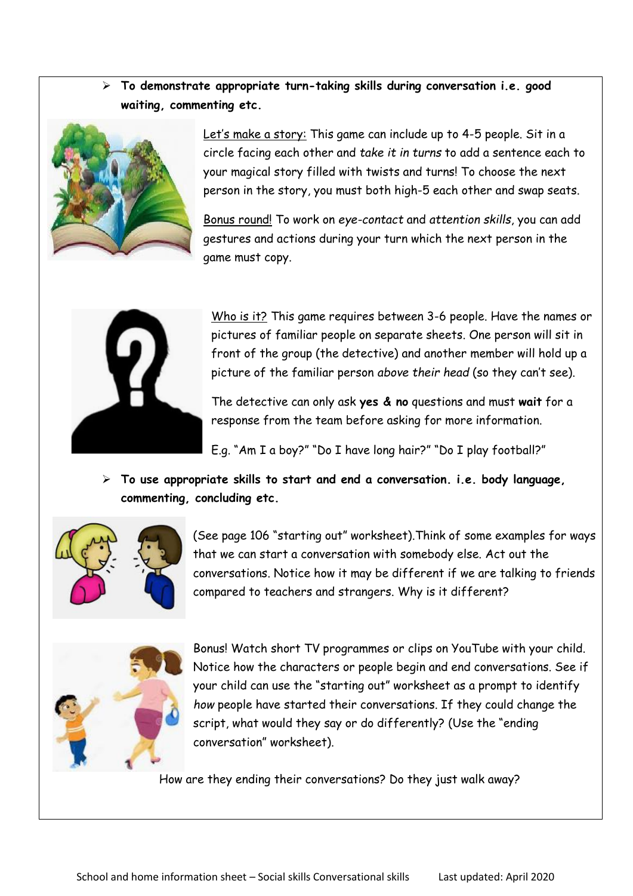- **To demonstrate appropriate turn-taking skills during conversation i.e. good waiting, commenting etc.**

Let's make a story: This game can include up to 4-5 people. Sit in a circle facing each other and *take it in turns* to add a sentence each to your magical story filled with twists and turns! To choose the next person in the story, you must both high-5 each other and swap seats.

Bonus round! To work on *eye-contact* and *attention skills*, you can add gestures and actions during your turn which the next person in the game must copy.

Who is it? This game requires between 3-6 people. Have the names or pictures of familiar people on separate sheets. One person will sit in front of the group (the detective) and another member will hold up a picture of the familiar person *above their head* (so they can't see).

The detective can only ask **yes & no** questions and must **wait** for a response from the team before asking for more information.

E.g. "Am I a boy?" "Do I have long hair?" "Do I play football?"

- **To use appropriate skills to start and end a conversation. i.e. body language, commenting, concluding etc.**

(See page 106 "starting out" worksheet).Think of some examples for ways that we can start a conversation with somebody else. Act out the conversations. Notice how it may be different if we are talking to friends compared to teachers and strangers. Why is it different?

Bonus! Watch short TV programmes or clips on YouTube with your child. Notice how the characters or people begin and end conversations. See if your child can use the "starting out" worksheet as a prompt to identify *how* people have started their conversations. If they could change the script, what would they say or do differently? (Use the "ending conversation" worksheet).

How are they ending their conversations? Do they just walk away?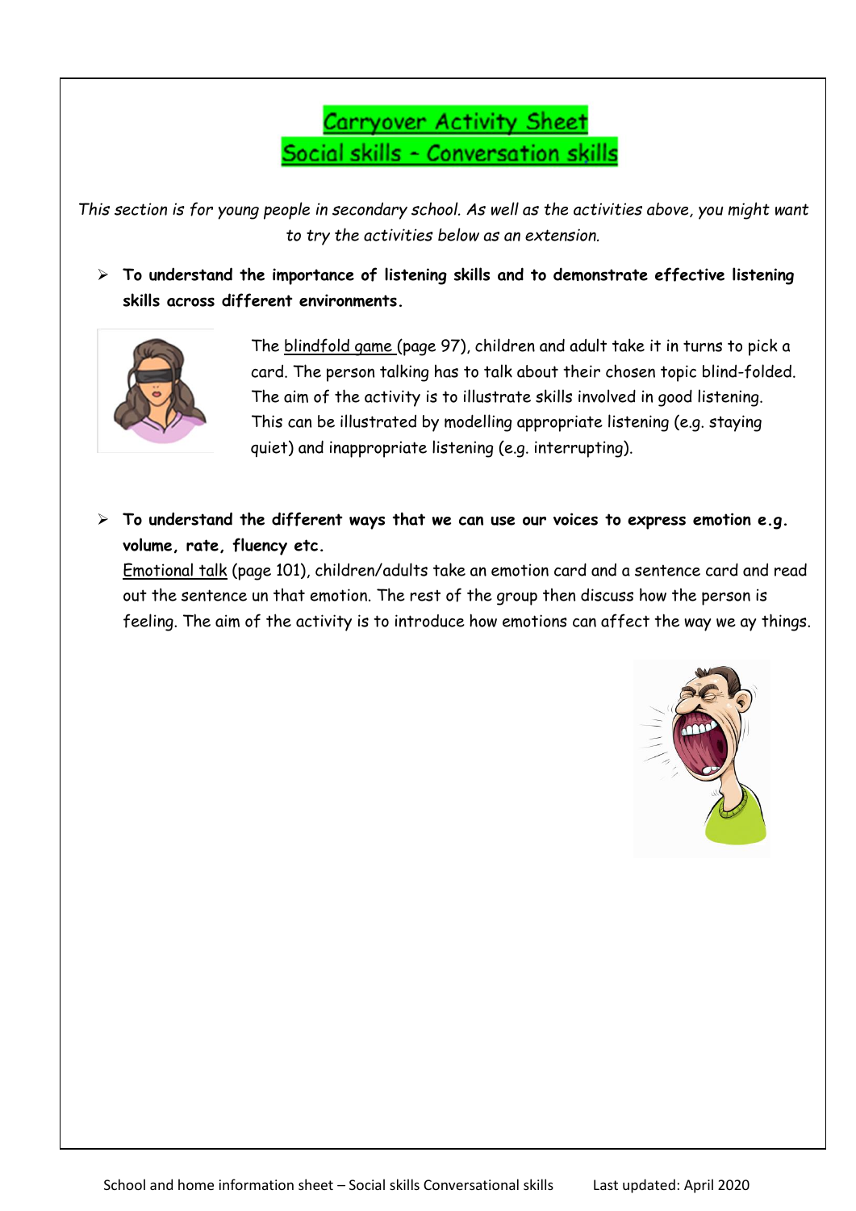# Carryover Activity Sheet
## Social skills - Conversation skills

*This section is for young people in secondary school. As well as the activities above, you might want to try the activities below as an extension.*

- **To understand the importance of listening skills and to demonstrate effective listening skills across different environments.**

  The blindfold game (page 97), children and adult take it in turns to pick a card. The person talking has to talk about their chosen topic blind-folded. The aim of the activity is to illustrate skills involved in good listening. This can be illustrated by modelling appropriate listening (e.g. staying quiet) and inappropriate listening (e.g. interrupting).

- **To understand the different ways that we can use our voices to express emotion e.g. volume, rate, fluency etc.**

  Emotional talk (page 101), children/adults take an emotion card and a sentence card and read out the sentence un that emotion. The rest of the group then discuss how the person is feeling. The aim of the activity is to introduce how emotions can affect the way we ay things.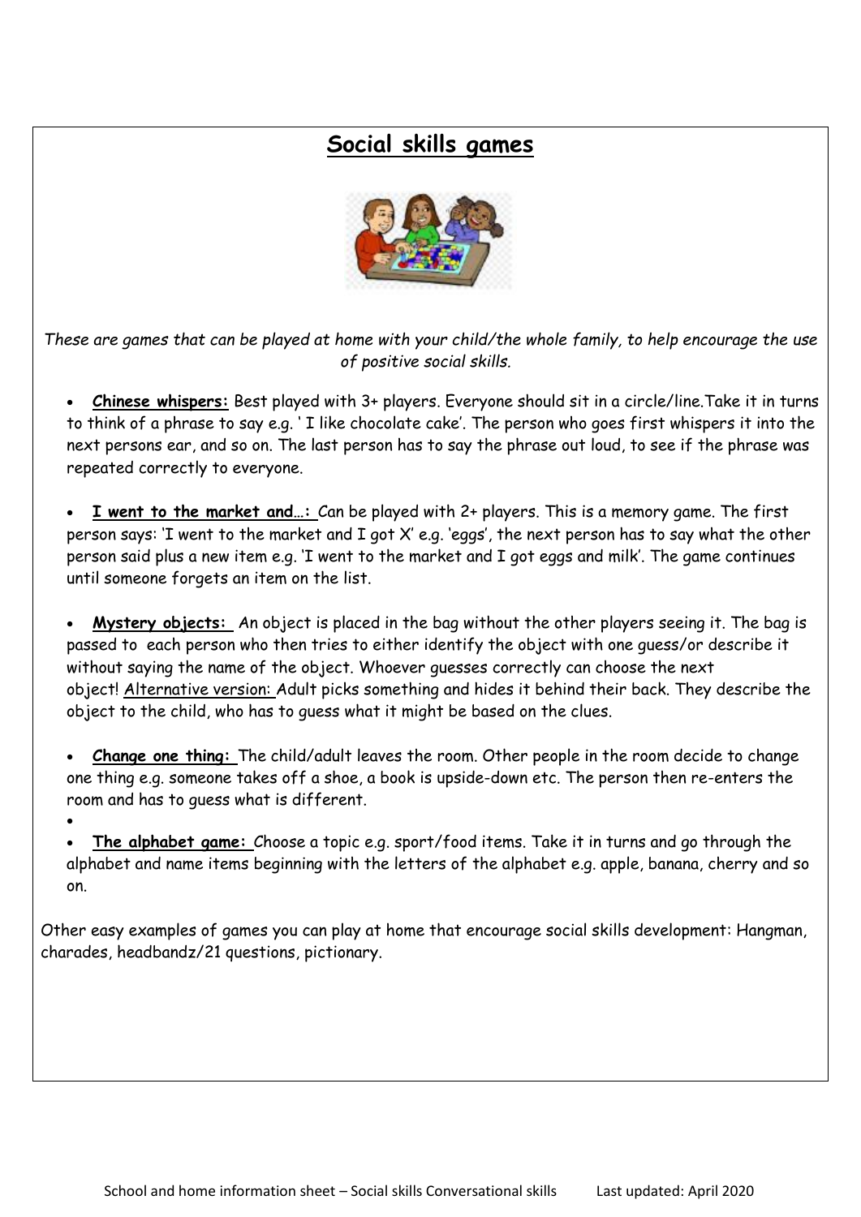# Social skills games

*These are games that can be played at home with your child/the whole family, to help encourage the use of positive social skills.*

- **Chinese whispers:** Best played with 3+ players. Everyone should sit in a circle/line.Take it in turns to think of a phrase to say e.g. ' I like chocolate cake'. The person who goes first whispers it into the next persons ear, and so on. The last person has to say the phrase out loud, to see if the phrase was repeated correctly to everyone.

- **I went to the market and…:** Can be played with 2+ players. This is a memory game. The first person says: 'I went to the market and I got X' e.g. 'eggs', the next person has to say what the other person said plus a new item e.g. 'I went to the market and I got eggs and milk'. The game continues until someone forgets an item on the list.

- **Mystery objects:** An object is placed in the bag without the other players seeing it. The bag is passed to each person who then tries to either identify the object with one guess/or describe it without saying the name of the object. Whoever guesses correctly can choose the next object! Alternative version: Adult picks something and hides it behind their back. They describe the object to the child, who has to guess what it might be based on the clues.

- **Change one thing:** The child/adult leaves the room. Other people in the room decide to change one thing e.g. someone takes off a shoe, a book is upside-down etc. The person then re-enters the room and has to guess what is different.

- **The alphabet game:** Choose a topic e.g. sport/food items. Take it in turns and go through the alphabet and name items beginning with the letters of the alphabet e.g. apple, banana, cherry and so on.

Other easy examples of games you can play at home that encourage social skills development: Hangman, charades, headbandz/21 questions, pictionary.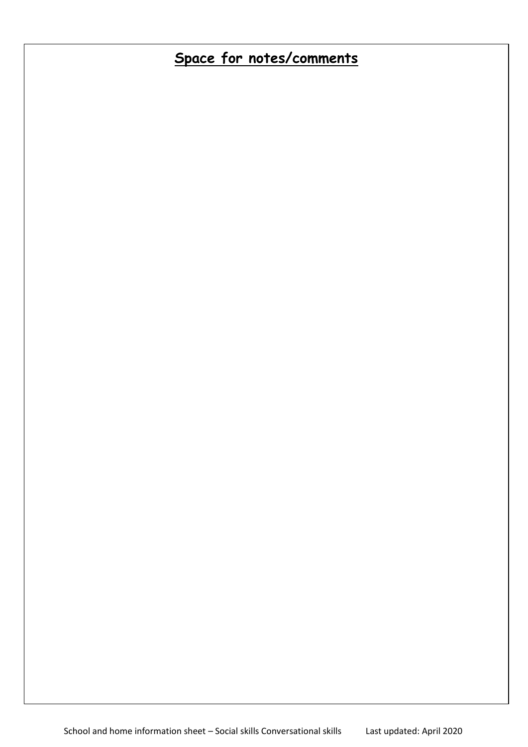## Space for notes/comments